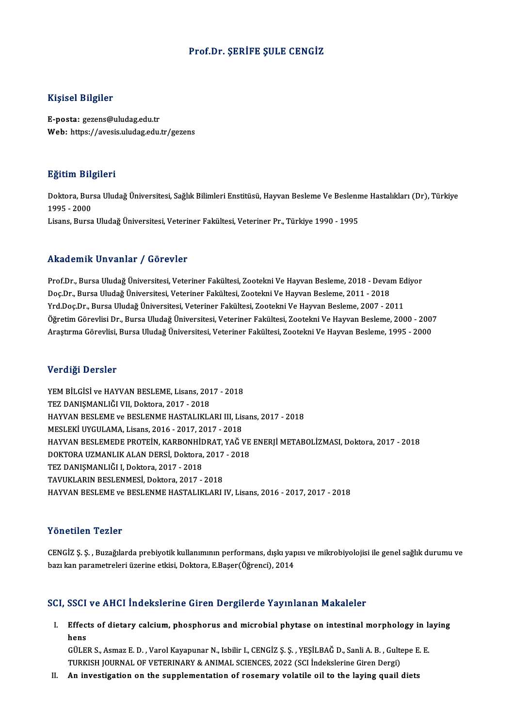# Prof.Dr. ŞERİFE ŞULE CENGİZ

## Kişisel Bilgiler

**E-posta:** gezens@uludag.edu.tr
**Web:** https://avesis.uludag.edu.tr/gezens

## Eğitim Bilgileri

Doktora, Bursa Uludağ Üniversitesi, Sağlık Bilimleri Enstitüsü, Hayvan Besleme Ve Beslenme Hastalıkları (Dr), Türkiye 1995 - 2000
Lisans, Bursa Uludağ Üniversitesi, Veteriner Fakültesi, Veteriner Pr., Türkiye 1990 - 1995

## Akademik Unvanlar / Görevler

Prof.Dr., Bursa Uludağ Üniversitesi, Veteriner Fakültesi, Zootekni Ve Hayvan Besleme, 2018 - Devam Ediyor
Doç.Dr., Bursa Uludağ Üniversitesi, Veteriner Fakültesi, Zootekni Ve Hayvan Besleme, 2011 - 2018
Yrd.Doç.Dr., Bursa Uludağ Üniversitesi, Veteriner Fakültesi, Zootekni Ve Hayvan Besleme, 2007 - 2011
Öğretim Görevlisi Dr., Bursa Uludağ Üniversitesi, Veteriner Fakültesi, Zootekni Ve Hayvan Besleme, 2000 - 2007
Araştırma Görevlisi, Bursa Uludağ Üniversitesi, Veteriner Fakültesi, Zootekni Ve Hayvan Besleme, 1995 - 2000

## Verdiği Dersler

YEM BİLGİSİ ve HAYVAN BESLEME, Lisans, 2017 - 2018
TEZ DANIŞMANLIĞI VII, Doktora, 2017 - 2018
HAYVAN BESLEME ve BESLENME HASTALIKLARI III, Lisans, 2017 - 2018
MESLEKİ UYGULAMA, Lisans, 2016 - 2017, 2017 - 2018
HAYVAN BESLEMEDE PROTEİN, KARBONHİDRAT, YAĞ VE ENERJİ METABOLİZMASI, Doktora, 2017 - 2018
DOKTORA UZMANLIK ALAN DERSİ, Doktora, 2017 - 2018
TEZ DANIŞMANLIĞI I, Doktora, 2017 - 2018
TAVUKLARIN BESLENMESİ, Doktora, 2017 - 2018
HAYVAN BESLEME ve BESLENME HASTALIKLARI IV, Lisans, 2016 - 2017, 2017 - 2018

## Yönetilen Tezler

CENGİZ Ş. Ş. , Buzağılarda prebiyotik kullanımının performans, dışkı yapısı ve mikrobiyolojisi ile genel sağlık durumu ve bazı kan parametreleri üzerine etkisi, Doktora, E.Başer(Öğrenci), 2014

## SCI, SSCI ve AHCI İndekslerine Giren Dergilerde Yayınlanan Makaleler

I. **Effects of dietary calcium, phosphorus and microbial phytase on intestinal morphology in laying hens**
GÜLER S., Asmaz E. D. , Varol Kayapunar N., Isbilir I., CENGİZ Ş. Ş. , YEŞİLBAĞ D., Sanli A. B. , Gultepe E. E.
TURKISH JOURNAL OF VETERINARY & ANIMAL SCIENCES, 2022 (SCI İndekslerine Giren Dergi)

II. **An investigation on the supplementation of rosemary volatile oil to the laying quail diets**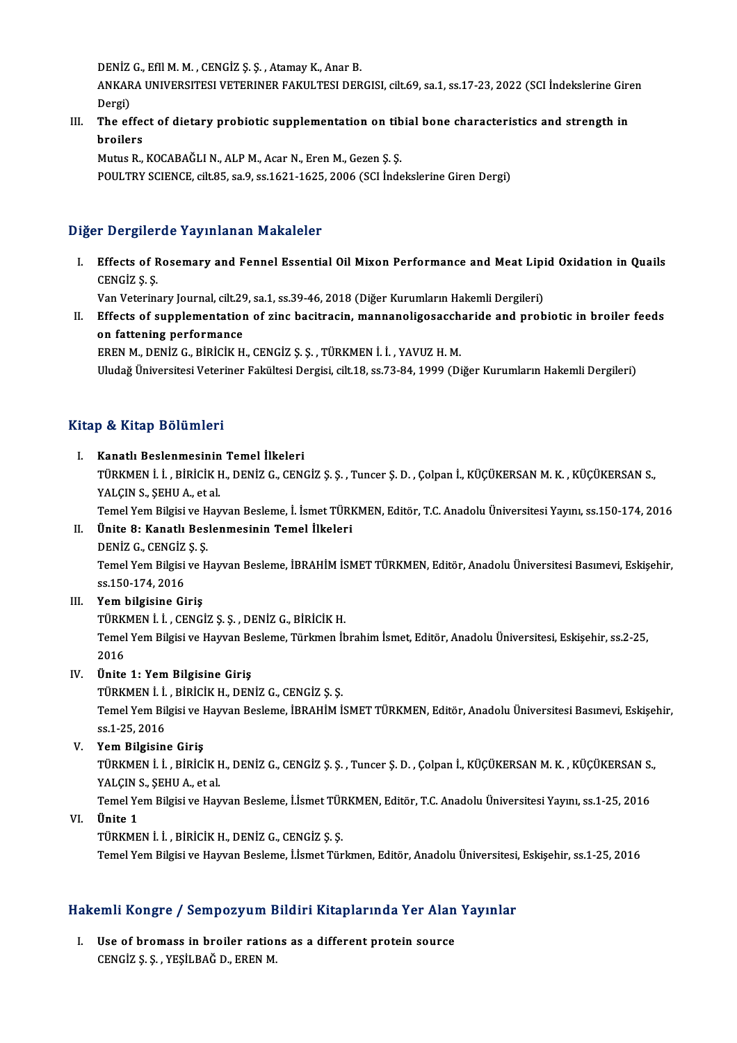DENİZ G., EfİI M. M. , CENGİZ Ş. Ş. , Atamay K., Anar B.
ANKARA UNIVERSITESI VETERINER FAKULTESI DERGISI, cilt.69, sa.1, ss.17-23, 2022 (SCI İndekslerine Giren Dergi)

III. **The effect of dietary probiotic supplementation on tibial bone characteristics and strength in broilers**
Mutus R., KOCABAĞLI N., ALP M., Acar N., Eren M., Gezen Ş. Ş.
POULTRY SCIENCE, cilt.85, sa.9, ss.1621-1625, 2006 (SCI İndekslerine Giren Dergi)

## Diğer Dergilerde Yayınlanan Makaleler

I. **Effects of Rosemary and Fennel Essential Oil Mixon Performance and Meat Lipid Oxidation in Quails**
CENGİZ Ş. Ş.
Van Veterinary Journal, cilt.29, sa.1, ss.39-46, 2018 (Diğer Kurumların Hakemli Dergileri)

II. **Effects of supplementation of zinc bacitracin, mannanoligosaccharide and probiotic in broiler feeds on fattening performance**
EREN M., DENİZ G., BİRİCİK H., CENGİZ Ş. Ş. , TÜRKMEN İ. İ. , YAVUZ H. M.
Uludağ Üniversitesi Veteriner Fakültesi Dergisi, cilt.18, ss.73-84, 1999 (Diğer Kurumların Hakemli Dergileri)

## Kitap & Kitap Bölümleri

I. **Kanatlı Beslenmesinin Temel İlkeleri**
TÜRKMEN İ. İ. , BİRİCİK H., DENİZ G., CENGİZ Ş. Ş. , Tuncer Ş. D. , Çolpan İ., KÜÇÜKERSAN M. K. , KÜÇÜKERSAN S., YALÇIN S., ŞEHU A., et al.
Temel Yem Bilgisi ve Hayvan Besleme, İ. İsmet TÜRKMEN, Editör, T.C. Anadolu Üniversitesi Yayını, ss.150-174, 2016

II. **Ünite 8: Kanatlı Beslenmesinin Temel İlkeleri**
DENİZ G., CENGİZ Ş. Ş.
Temel Yem Bilgisi ve Hayvan Besleme, İBRAHİM İSMET TÜRKMEN, Editör, Anadolu Üniversitesi Basımevi, Eskişehir, ss.150-174, 2016

III. **Yem bilgisine Giriş**
TÜRKMEN İ. İ. , CENGİZ Ş. Ş. , DENİZ G., BİRİCİK H.
Temel Yem Bilgisi ve Hayvan Besleme, Türkmen İbrahim İsmet, Editör, Anadolu Üniversitesi, Eskişehir, ss.2-25, 2016

IV. **Ünite 1: Yem Bilgisine Giriş**
TÜRKMEN İ. İ. , BİRİCİK H., DENİZ G., CENGİZ Ş. Ş.
Temel Yem Bilgisi ve Hayvan Besleme, İBRAHİM İSMET TÜRKMEN, Editör, Anadolu Üniversitesi Basımevi, Eskişehir, ss.1-25, 2016

V. **Yem Bilgisine Giriş**
TÜRKMEN İ. İ. , BİRİCİK H., DENİZ G., CENGİZ Ş. Ş. , Tuncer Ş. D. , Çolpan İ., KÜÇÜKERSAN M. K. , KÜÇÜKERSAN S., YALÇIN S., ŞEHU A., et al.
Temel Yem Bilgisi ve Hayvan Besleme, İ.İsmet TÜRKMEN, Editör, T.C. Anadolu Üniversitesi Yayını, ss.1-25, 2016

VI. **Ünite 1**
TÜRKMEN İ. İ. , BİRİCİK H., DENİZ G., CENGİZ Ş. Ş.
Temel Yem Bilgisi ve Hayvan Besleme, İ.İsmet Türkmen, Editör, Anadolu Üniversitesi, Eskişehir, ss.1-25, 2016

## Hakemli Kongre / Sempozyum Bildiri Kitaplarında Yer Alan Yayınlar

I. **Use of bromass in broiler rations as a different protein source**
CENGİZ Ş. Ş. , YEŞİLBAĞ D., EREN M.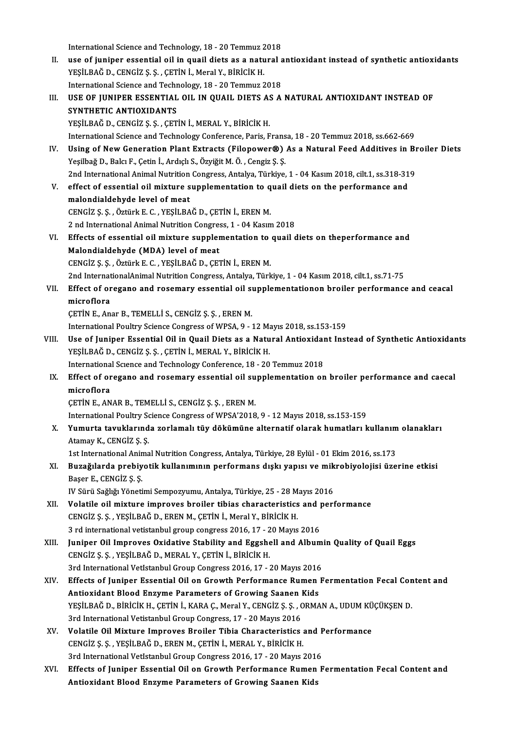International Science and Technology, 18 - 20 Temmuz 2018

II. **use of juniper essential oil in quail diets as a natural antioxidant instead of synthetic antioxidants**
YEŞİLBAĞ D., CENGİZ Ş. Ş. , ÇETİN İ., Meral Y., BİRİCİK H.
International Science and Technology, 18 - 20 Temmuz 2018

III. **USE OF JUNIPER ESSENTIAL OIL IN QUAIL DIETS AS A NATURAL ANTIOXIDANT INSTEAD OF SYNTHETIC ANTIOXIDANTS**
YEŞİLBAĞ D., CENGİZ Ş. Ş. , ÇETİN İ., MERAL Y., BİRİCİK H.
International Science and Technology Conference, Paris, Fransa, 18 - 20 Temmuz 2018, ss.662-669

IV. **Using of New Generation Plant Extracts (Filopower®) As a Natural Feed Additives in Broiler Diets**
Yeşilbağ D., Balcı F., Çetin İ., Ardıçlı S., Özyiğit M. Ö. , Cengiz Ş. Ş.
2nd International Animal Nutrition Congress, Antalya, Türkiye, 1 - 04 Kasım 2018, cilt.1, ss.318-319

V. **effect of essential oil mixture supplementation to quail diets on the performance and malondialdehyde level of meat**
CENGİZ Ş. Ş. , Öztürk E. C. , YEŞİLBAĞ D., ÇETİN İ., EREN M.
2 nd International Animal Nutrition Congress, 1 - 04 Kasım 2018

VI. **Effects of essential oil mixture supplementation to quail diets on theperformance and Malondialdehyde (MDA) level of meat**
CENGİZ Ş. Ş. , Öztürk E. C. , YEŞİLBAĞ D., ÇETİN İ., EREN M.
2nd InternationalAnimal Nutrition Congress, Antalya, Türkiye, 1 - 04 Kasım 2018, cilt.1, ss.71-75

VII. **Effect of oregano and rosemary essential oil supplementationon broiler performance and ceacal microflora**
ÇETİN E., Anar B., TEMELLİ S., CENGİZ Ş. Ş. , EREN M.
International Poultry Science Congress of WPSA, 9 - 12 Mayıs 2018, ss.153-159

VIII. **Use of Juniper Essential Oil in Quail Diets as a Natural Antioxidant Instead of Synthetic Antioxidants**
YEŞİLBAĞ D., CENGİZ Ş. Ş. , ÇETİN İ., MERAL Y., BİRİCİK H.
International Scıence and Technology Conference, 18 - 20 Temmuz 2018

IX. **Effect of oregano and rosemary essential oil supplementation on broiler performance and caecal microflora**
ÇETİN E., ANAR B., TEMELLİ S., CENGİZ Ş. Ş. , EREN M.
International Poultry Science Congress of WPSA'2018, 9 - 12 Mayıs 2018, ss.153-159

X. **Yumurta tavuklarında zorlamalı tüy dökümüne alternatif olarak humatları kullanım olanakları**
Atamay K., CENGİZ Ş. Ş.
1st International Animal Nutrition Congress, Antalya, Türkiye, 28 Eylül - 01 Ekim 2016, ss.173

XI. **Buzağılarda prebiyotik kullanımının performans dışkı yapısı ve mikrobiyolojisi üzerine etkisi**
Başer E., CENGİZ Ş. Ş.
IV Sürü Sağlığı Yönetimi Sempozyumu, Antalya, Türkiye, 25 - 28 Mayıs 2016

XII. **Volatile oil mixture improves broiler tibias characteristics and performance**
CENGİZ Ş. Ş. , YEŞİLBAĞ D., EREN M., ÇETİN İ., Meral Y., BİRİCİK H.
3 rd international vetistanbul group congress 2016, 17 - 20 Mayıs 2016

XIII. **Juniper Oil Improves Oxidative Stability and Eggshell and Albumin Quality of Quail Eggs**
CENGİZ Ş. Ş. , YEŞİLBAĞ D., MERAL Y., ÇETİN İ., BİRİCİK H.
3rd International VetIstanbul Group Congress 2016, 17 - 20 Mayıs 2016

XIV. **Effects of Juniper Essential Oil on Growth Performance Rumen Fermentation Fecal Content and Antioxidant Blood Enzyme Parameters of Growing Saanen Kids**
YEŞİLBAĞ D., BİRİCİK H., ÇETİN İ., KARA Ç., Meral Y., CENGİZ Ş. Ş. , ORMAN A., UDUM KÜÇÜKŞEN D.
3rd International Vetistanbul Group Congress, 17 - 20 Mayıs 2016

XV. **Volatile Oil Mixture Improves Broiler Tibia Characteristics and Performance**
CENGİZ Ş. Ş. , YEŞİLBAĞ D., EREN M., ÇETİN İ., MERAL Y., BİRİCİK H.
3rd International VetIstanbul Group Congress 2016, 17 - 20 Mayıs 2016

XVI. **Effects of Juniper Essential Oil on Growth Performance Rumen Fermentation Fecal Content and Antioxidant Blood Enzyme Parameters of Growing Saanen Kids**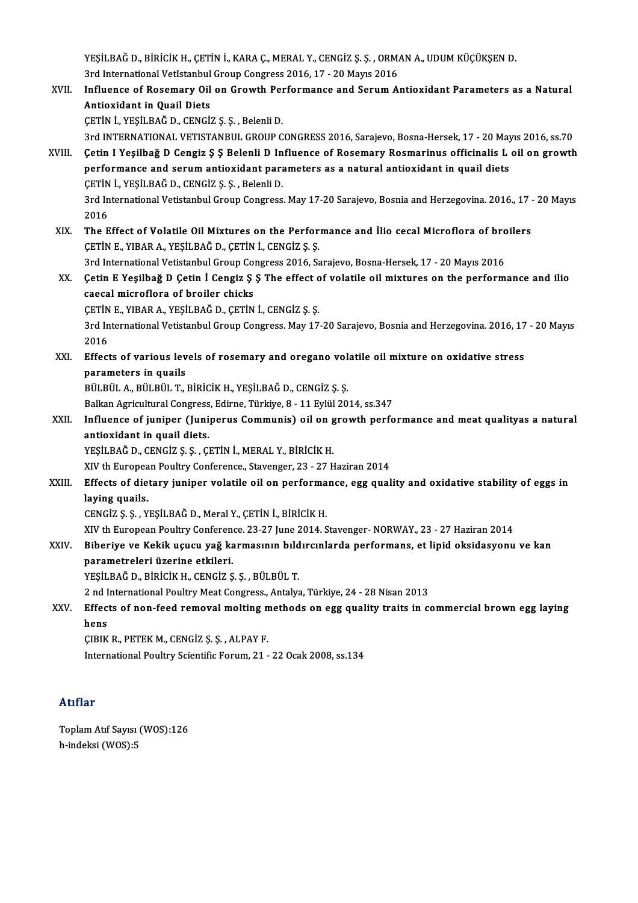YEŞİLBAĞ D., BİRİCİK H., ÇETİN İ., KARA Ç., MERAL Y., CENGİZ Ş. Ş. , ORMAN A., UDUM KÜÇÜKŞEN D.
3rd International VetIstanbul Group Congress 2016, 17 - 20 Mayıs 2016

XVII. **Influence of Rosemary Oil on Growth Performance and Serum Antioxidant Parameters as a Natural Antioxidant in Quail Diets**
ÇETİN İ., YEŞİLBAĞ D., CENGİZ Ş. Ş. , Belenli D.
3rd INTERNATIONAL VETISTANBUL GROUP CONGRESS 2016, Sarajevo, Bosna-Hersek, 17 - 20 Mayıs 2016, ss.70

XVIII. **Çetin I Yeşilbağ D Cengiz Ş Ş Belenli D Influence of Rosemary Rosmarinus officinalis L oil on growth performance and serum antioxidant parameters as a natural antioxidant in quail diets**
ÇETİN İ., YEŞİLBAĞ D., CENGİZ Ş. Ş. , Belenli D.
3rd International Vetistanbul Group Congress. May 17-20 Sarajevo, Bosnia and Herzegovina. 2016., 17 - 20 Mayıs 2016

XIX. **The Effect of Volatile Oil Mixtures on the Performance and İlio cecal Microflora of broilers**
ÇETİN E., YIBAR A., YEŞİLBAĞ D., ÇETİN İ., CENGİZ Ş. Ş.
3rd International Vetistanbul Group Congress 2016, Sarajevo, Bosna-Hersek, 17 - 20 Mayıs 2016

XX. **Çetin E Yeşilbağ D Çetin İ Cengiz Ş Ş The effect of volatile oil mixtures on the performance and ilio caecal microflora of broiler chicks**
ÇETİN E., YIBAR A., YEŞİLBAĞ D., ÇETİN İ., CENGİZ Ş. Ş.
3rd International Vetistanbul Group Congress. May 17-20 Sarajevo, Bosnia and Herzegovina. 2016, 17 - 20 Mayıs 2016

XXI. **Effects of various levels of rosemary and oregano volatile oil mixture on oxidative stress parameters in quails**
BÜLBÜL A., BÜLBÜL T., BİRİCİK H., YEŞİLBAĞ D., CENGİZ Ş. Ş.
Balkan Agricultural Congress, Edirne, Türkiye, 8 - 11 Eylül 2014, ss.347

XXII. **Influence of juniper (Juniperus Communis) oil on growth performance and meat qualityas a natural antioxidant in quail diets.**
YEŞİLBAĞ D., CENGİZ Ş. Ş. , ÇETİN İ., MERAL Y., BİRİCİK H.
XIV th European Poultry Conference., Stavenger, 23 - 27 Haziran 2014

XXIII. **Effects of dietary juniper volatile oil on performance, egg quality and oxidative stability of eggs in laying quails.**
CENGİZ Ş. Ş. , YEŞİLBAĞ D., Meral Y., ÇETİN İ., BİRİCİK H.
XIV th European Poultry Conference. 23-27 June 2014. Stavenger- NORWAY., 23 - 27 Haziran 2014

XXIV. **Biberiye ve Kekik uçucu yağ karmasının bıldırcınlarda performans, et lipid oksidasyonu ve kan parametreleri üzerine etkileri.**
YEŞİLBAĞ D., BİRİCİK H., CENGİZ Ş. Ş. , BÜLBÜL T.
2 nd International Poultry Meat Congress., Antalya, Türkiye, 24 - 28 Nisan 2013

XXV. **Effects of non-feed removal molting methods on egg quality traits in commercial brown egg laying hens**
ÇIBIK R., PETEK M., CENGİZ Ş. Ş. , ALPAY F.
International Poultry Scientific Forum, 21 - 22 Ocak 2008, ss.134

## Atıflar

Toplam Atıf Sayısı (WOS):126
h-indeksi (WOS):5